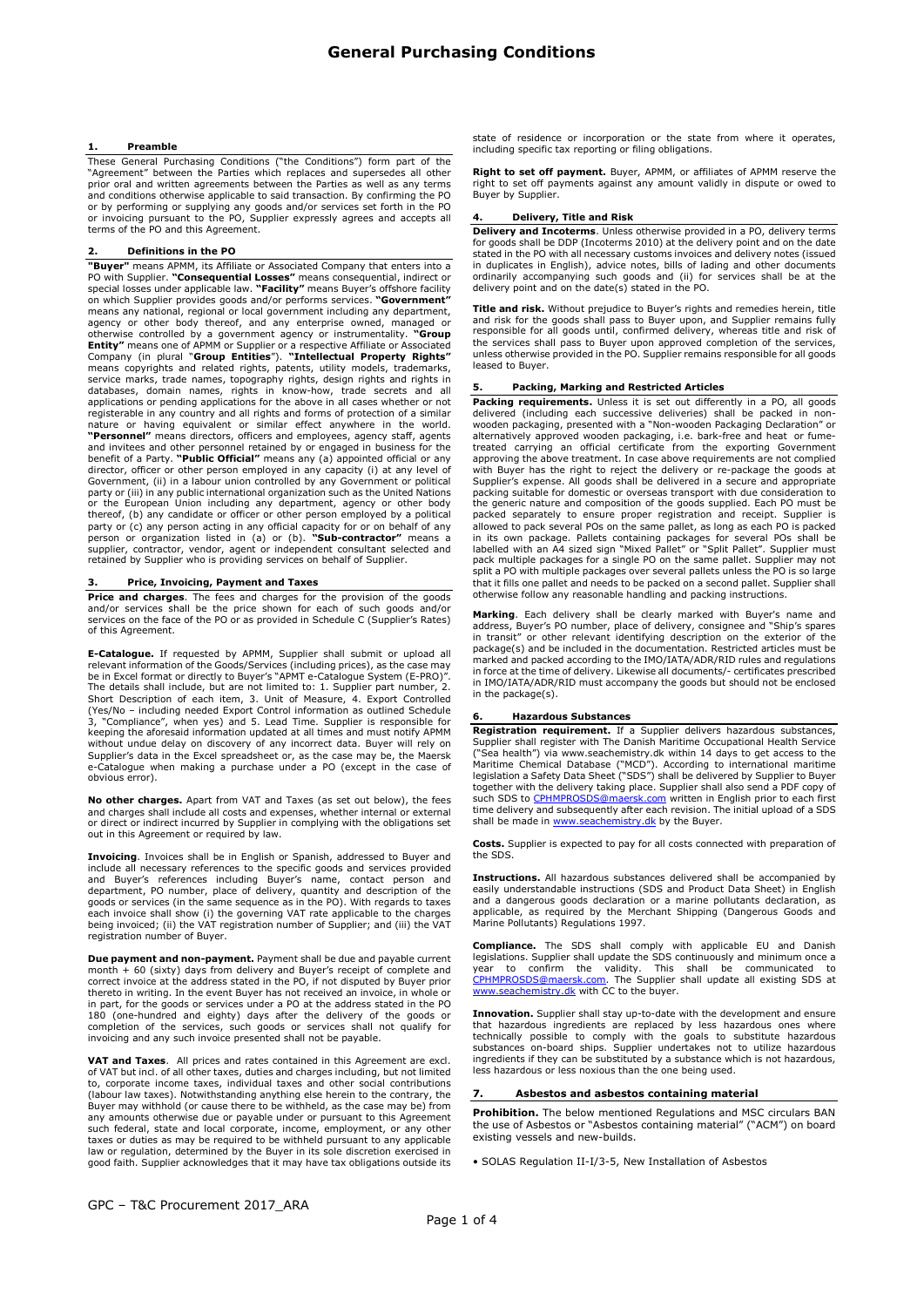# General Purchasing Conditions

## 1. Preamble

These General Purchasing Conditions ("the Conditions") form part of the "Agreement" between the Parties which replaces and supersedes all other prior oral and written agreements between the Parties as well as any terms and conditions otherwise applicable to said transaction. By confirming the PO or by performing or supplying any goods and/or services set forth in the PO or invoicing pursuant to the PO, Supplier expressly agrees and accepts all terms of the PO and this Agreement.

## 2. Definitions in the PO

**"Buyer"** means APMM, its Affiliate or Associated Company that enters into a PO with Supplier. **"Consequential Losses"** means consequential, indirect or special losses under applicable law. **"Facility"** means Buyer's offshore facility on which Supplier provides goods and/or performs services. **"Government"** means any national, regional or local government including any department, agency or other body thereof, and any enterprise owned, managed or otherwise controlled by a government agency or instrumentality. **"Group Entity"** means one of APMM or Supplier or a respective Affiliate or Associated Company (in plural "**Group Entities**"). **"Intellectual Property Rights"** means copyrights and related rights, patents, utility models, trademarks, service marks, trade names, topography rights, design rights and rights in databases, domain names, rights in know-how, trade secrets and all applications or pending applications for the above in all cases whether or not registerable in any country and all rights and forms of protection of a similar nature or having equivalent or similar effect anywhere in the world. **"Personnel"** means directors, officers and employees, agency staff, agents and invitees and other personnel retained by or engaged in business for the benefit of a Party. **"Public Official"** means any (a) appointed official or any director, officer or other person employed in any capacity (i) at any level of Government, (ii) in a labour union controlled by any Government or political party or (iii) in any public international organization such as the United Nations or the European Union including any department, agency or other body thereof, (b) any candidate or officer or other person employed by a political party or (c) any person acting in any official capacity for or on behalf of any person or organization listed in (a) or (b). **"Sub-contractor"** means a supplier, contractor, vendor, agent or independent consultant selected and retained by Supplier who is providing services on behalf of Supplier.

## 3. Price, Invoicing, Payment and Taxes

**Price and charges**. The fees and charges for the provision of the goods and/or services shall be the price shown for each of such goods and/or services on the face of the PO or as provided in Schedule C (Supplier's Rates) of this Agreement.

**E-Catalogue.** If requested by APMM, Supplier shall submit or upload all relevant information of the Goods/Services (including prices), as the case may be in Excel format or directly to Buyer's "APMT e-Catalogue System (E-PRO)". The details shall include, but are not limited to: 1. Supplier part number, 2. Short Description of each item, 3. Unit of Measure, 4. Export Controlled (Yes/No – including needed Export Control information as outlined Schedule 3, "Compliance", when yes) and 5. Lead Time. Supplier is responsible for keeping the aforesaid information updated at all times and must notify APMM without undue delay on discovery of any incorrect data. Buyer will rely on Supplier's data in the Excel spreadsheet or, as the case may be, the Maersk e-Catalogue when making a purchase under a PO (except in the case of obvious error).

**No other charges.** Apart from VAT and Taxes (as set out below), the fees and charges shall include all costs and expenses, whether internal or external or direct or indirect incurred by Supplier in complying with the obligations set out in this Agreement or required by law.

**Invoicing**. Invoices shall be in English or Spanish, addressed to Buyer and include all necessary references to the specific goods and services provided and Buyer's references including Buyer's name, contact person and department, PO number, place of delivery, quantity and description of the goods or services (in the same sequence as in the PO). With regards to taxes each invoice shall show (i) the governing VAT rate applicable to the charges being invoiced; (ii) the VAT registration number of Supplier; and (iii) the VAT registration number of Buyer.

**Due payment and non-payment.** Payment shall be due and payable current month + 60 (sixty) days from delivery and Buyer's receipt of complete and correct invoice at the address stated in the PO, if not disputed by Buyer prior thereto in writing. In the event Buyer has not received an invoice, in whole or in part, for the goods or services under a PO at the address stated in the PO 180 (one-hundred and eighty) days after the delivery of the goods or completion of the services, such goods or services shall not qualify for invoicing and any such invoice presented shall not be payable.

**VAT and Taxes**. All prices and rates contained in this Agreement are excl. of VAT but incl. of all other taxes, duties and charges including, but not limited to, corporate income taxes, individual taxes and other social contributions (labour law taxes). Notwithstanding anything else herein to the contrary, the Buyer may withhold (or cause there to be withheld, as the case may be) from any amounts otherwise due or payable under or pursuant to this Agreement such federal, state and local corporate, income, employment, or any other taxes or duties as may be required to be withheld pursuant to any applicable law or regulation, determined by the Buyer in its sole discretion exercised in good faith. Supplier acknowledges that it may have tax obligations outside its state of residence or incorporation or the state from where it operates, including specific tax reporting or filing obligations.

**Right to set off payment.** Buyer, APMM, or affiliates of APMM reserve the right to set off payments against any amount validly in dispute or owed to Buyer by Supplier.

## 4. Delivery, Title and Risk

**Delivery and Incoterms**. Unless otherwise provided in a PO, delivery terms for goods shall be DDP (Incoterms 2010) at the delivery point and on the date stated in the PO with all necessary customs invoices and delivery notes (issued in duplicates in English), advice notes, bills of lading and other documents ordinarily accompanying such goods and (ii) for services shall be at the delivery point and on the date(s) stated in the PO.

**Title and risk.** Without prejudice to Buyer's rights and remedies herein, title and risk for the goods shall pass to Buyer upon, and Supplier remains fully responsible for all goods until, confirmed delivery, whereas title and risk of the services shall pass to Buyer upon approved completion of the services, unless otherwise provided in the PO. Supplier remains responsible for all goods leased to Buyer.

## 5. Packing, Marking and Restricted Articles

**Packing requirements.** Unless it is set out differently in a PO, all goods delivered (including each successive deliveries) shall be packed in non-wooden packaging, presented with a "Non-wooden Packaging Declaration" or alternatively approved wooden packaging, i.e. bark-free and heat or fume-treated carrying an official certificate from the exporting Government approving the above treatment. In case above requirements are not complied with Buyer has the right to reject the delivery or re-package the goods at Supplier's expense. All goods shall be delivered in a secure and appropriate packing suitable for domestic or overseas transport with due consideration to the generic nature and composition of the goods supplied. Each PO must be packed separately to ensure proper registration and receipt. Supplier is allowed to pack several POs on the same pallet, as long as each PO is packed in its own package. Pallets containing packages for several POs shall be labelled with an A4 sized sign "Mixed Pallet" or "Split Pallet". Supplier must pack multiple packages for a single PO on the same pallet. Supplier may not split a PO with multiple packages over several pallets unless the PO is so large that it fills one pallet and needs to be packed on a second pallet. Supplier shall otherwise follow any reasonable handling and packing instructions.

**Marking**. Each delivery shall be clearly marked with Buyer's name and address, Buyer's PO number, place of delivery, consignee and "Ship's spares in transit" or other relevant identifying description on the exterior of the package(s) and be included in the documentation. Restricted articles must be marked and packed according to the IMO/IATA/ADR/RID rules and regulations in force at the time of delivery. Likewise all documents/- certificates prescribed in IMO/IATA/ADR/RID must accompany the goods but should not be enclosed in the package(s).

## 6. Hazardous Substances

**Registration requirement.** If a Supplier delivers hazardous substances, Supplier shall register with The Danish Maritime Occupational Health Service ("Sea health") via www.seachemistry.dk within 14 days to get access to the Maritime Chemical Database ("MCD"). According to international maritime legislation a Safety Data Sheet ("SDS") shall be delivered by Supplier to Buyer together with the delivery taking place. Supplier shall also send a PDF copy of such SDS to CPHMPROSDS@maersk.com written in English prior to each first time delivery and subsequently after each revision. The initial upload of a SDS shall be made in www.seachemistry.dk by the Buyer.

**Costs.** Supplier is expected to pay for all costs connected with preparation of the SDS.

**Instructions.** All hazardous substances delivered shall be accompanied by easily understandable instructions (SDS and Product Data Sheet) in English and a dangerous goods declaration or a marine pollutants declaration, as applicable, as required by the Merchant Shipping (Dangerous Goods and Marine Pollutants) Regulations 1997.

**Compliance.** The SDS shall comply with applicable EU and Danish legislations. Supplier shall update the SDS continuously and minimum once a year to confirm the validity. This shall be communicated to CPHMPROSDS@maersk.com. The Supplier shall update all existing SDS at www.seachemistry.dk with CC to the buyer.

**Innovation.** Supplier shall stay up-to-date with the development and ensure that hazardous ingredients are replaced by less hazardous ones where technically possible to comply with the goals to substitute hazardous substances on-board ships. Supplier undertakes not to utilize hazardous ingredients if they can be substituted by a substance which is not hazardous, less hazardous or less noxious than the one being used.

## 7. Asbestos and asbestos containing material

**Prohibition.** The below mentioned Regulations and MSC circulars BAN the use of Asbestos or "Asbestos containing material" ("ACM") on board existing vessels and new-builds.

- SOLAS Regulation II-I/3-5, New Installation of Asbestos

GPC – T&C Procurement 2017_ARA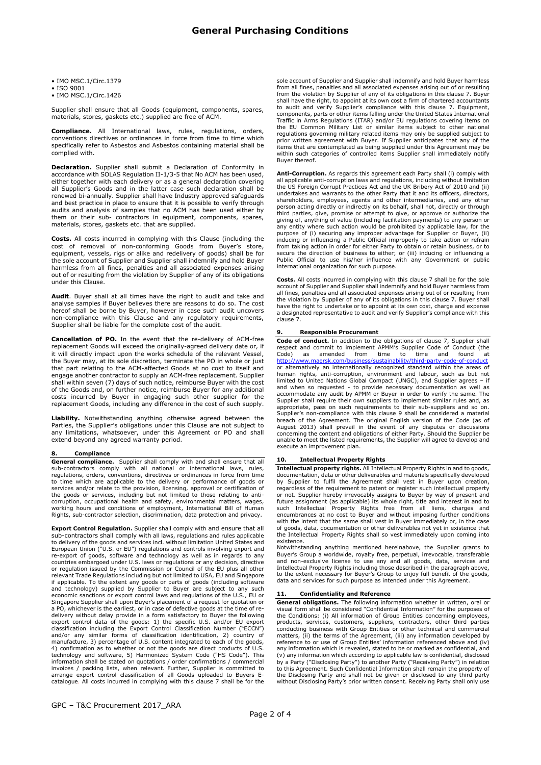- IMO MSC.1/Circ.1379
- ISO 9001
- IMO MSC.1/Circ.1426

Supplier shall ensure that all Goods (equipment, components, spares, materials, stores, gaskets etc.) supplied are free of ACM.

**Compliance.** All International laws, rules, regulations, orders, conventions directives or ordinances in force from time to time which specifically refer to Asbestos and Asbestos containing material shall be complied with.

**Declaration.** Supplier shall submit a Declaration of Conformity in accordance with SOLAS Regulation II-1/3-5 that No ACM has been used, either together with each delivery or as a general declaration covering all Supplier's Goods and in the latter case such declaration shall be renewed bi-annually. Supplier shall have Industry approved safeguards and best practice in place to ensure that it is possible to verify through audits and analysis of samples that no ACM has been used either by them or their sub- contractors in equipment, components, spares, materials, stores, gaskets etc. that are supplied.

**Costs.** All costs incurred in complying with this Clause (including the cost of removal of non-conforming Goods from Buyer's store, equipment, vessels, rigs or alike and redelivery of goods) shall be for the sole account of Supplier and Supplier shall indemnify and hold Buyer harmless from all fines, penalties and all associated expenses arising out of or resulting from the violation by Supplier of any of its obligations under this Clause.

**Audit**. Buyer shall at all times have the right to audit and take and analyse samples if Buyer believes there are reasons to do so. The cost hereof shall be borne by Buyer, however in case such audit uncovers non-compliance with this Clause and any regulatory requirements, Supplier shall be liable for the complete cost of the audit.

**Cancellation of PO.** In the event that the re-delivery of ACM-free replacement Goods will exceed the originally-agreed delivery date or, if it will directly impact upon the works schedule of the relevant Vessel, the Buyer may, at its sole discretion, terminate the PO in whole or just that part relating to the ACM-affected Goods at no cost to itself and engage another contractor to supply an ACM-free replacement. Supplier shall within seven (7) days of such notice, reimburse Buyer with the cost of the Goods and, on further notice, reimburse Buyer for any additional costs incurred by Buyer in engaging such other supplier for the replacement Goods, including any difference in the cost of such supply.

**Liability.** Notwithstanding anything otherwise agreed between the Parties, the Supplier's obligations under this Clause are not subject to any limitations, whatsoever, under this Agreement or PO and shall extend beyond any agreed warranty period.

## 8. Compliance

**General compliance.** Supplier shall comply with and shall ensure that all sub-contractors comply with all national or international laws, rules, regulations, orders, conventions, directives or ordinances in force from time to time which are applicable to the delivery or performance of goods or services and/or relate to the provision, licensing, approval or certification of the goods or services, including but not limited to those relating to anti-corruption, occupational health and safety, environmental matters, wages, working hours and conditions of employment, International Bill of Human Rights, sub-contractor selection, discrimination, data protection and privacy.

**Export Control Regulation.** Supplier shall comply with and ensure that all sub-contractors shall comply with all laws, regulations and rules applicable to delivery of the goods and services incl. without limitation United States and European Union ("U.S. or EU") regulations and controls involving export and re-export of goods, software and technology as well as in regards to any countries embargoed under U.S. laws or regulations or any decision, directive or regulation issued by the Commission or Council of the EU plus all other relevant Trade Regulations including but not limited to USA, EU and Singapore if applicable. To the extent any goods or parts of goods (including software and technology) supplied by Supplier to Buyer are subject to any such economic sanctions or export control laws and regulations of the U.S., EU or Singapore Supplier shall upon Buyer's placement of a request for quotation or a PO, whichever is the earliest, or in case of defective goods at the time of re-delivery without delay provide in a form satisfactory to Buyer the following export control data of the goods: 1) the specific U.S. and/or EU export classification including the Export Control Classification Number ("ECCN") and/or any similar forms of classification identification, 2) country of manufacture, 3) percentage of U.S. content integrated to each of the goods, 4) confirmation as to whether or not the goods are direct products of U.S. technology and software, 5) Harmonized System Code ("HS Code"). This information shall be stated on quotations / order confirmations / commercial invoices / packing lists, when relevant. Further, Supplier is committed to arrange export control classification of all Goods uploaded to Buyers E-catalogue. All costs incurred in complying with this clause 7 shall be for the sole account of Supplier and Supplier shall indemnify and hold Buyer harmless from all fines, penalties and all associated expenses arising out of or resulting from the violation by Supplier of any of its obligations in this clause 7. Buyer shall have the right, to appoint at its own cost a firm of chartered accountants to audit and verify Supplier's compliance with this clause 7. Equipment, components, parts or other items falling under the United States International Traffic in Arms Regulations (ITAR) and/or EU regulations covering items on the EU Common Military List or similar items subject to other national regulations governing military related items may only be supplied subject to prior written agreement with Buyer. If Supplier anticipates that any of the items that are contemplated as being supplied under this Agreement may be within such categories of controlled items Supplier shall immediately notify Buyer thereof.

**Anti-Corruption.** As regards this agreement each Party shall (i) comply with all applicable anti-corruption laws and regulations, including without limitation the US Foreign Corrupt Practices Act and the UK Bribery Act of 2010 and (ii) undertakes and warrants to the other Party that it and its officers, directors, shareholders, employees, agents and other intermediaries, and any other person acting directly or indirectly on its behalf, shall not, directly or through third parties, give, promise or attempt to give, or approve or authorize the giving of, anything of value (including facilitation payments) to any person or any entity where such action would be prohibited by applicable law, for the purpose of (i) securing any improper advantage for Supplier or Buyer, (ii) inducing or influencing a Public Official improperly to take action or refrain from taking action in order for either Party to obtain or retain business, or to secure the direction of business to either; or (iii) inducing or influencing a Public Official to use his/her influence with any Government or public international organization for such purpose.

**Costs.** All costs incurred in complying with this clause 7 shall be for the sole account of Supplier and Supplier shall indemnify and hold Buyer harmless from all fines, penalties and all associated expenses arising out of or resulting from the violation by Supplier of any of its obligations in this clause 7. Buyer shall have the right to undertake or to appoint at its own cost, charge and expense a designated representative to audit and verify Supplier's compliance with this clause 7.

## 9. Responsible Procurement

**Code of conduct.** In addition to the obligations of clause 7, Supplier shall respect and commit to implement APMM's Supplier Code of Conduct (the Code) as amended from time to time and found at http://www.maersk.com/business/sustainability/third-party-code-of-conduct or alternatively an internationally recognized standard within the areas of human rights, anti-corruption, environment and labour, such as but not limited to United Nations Global Compact (UNGC), and Supplier agrees – if and when so requested - to provide necessary documentation as well as accommodate any audit by APMM or Buyer in order to verify the same. The Supplier shall require their own suppliers to implement similar rules and, as appropriate, pass on such requirements to their sub-suppliers and so on. Supplier's non-compliance with this clause 9 shall be considered a material breach of the Agreement. The original English version of the Code (as of August 2013) shall prevail in the event of any disputes or discussions concerning the content and obligations of either Party. Should the Supplier be unable to meet the listed requirements, the Supplier will agree to develop and execute an improvement plan.

## 10. Intellectual Property Rights

**Intellectual property rights.** All Intellectual Property Rights in and to goods, documentation, data or other deliverables and materials specifically developed by Supplier to fulfil the Agreement shall vest in Buyer upon creation, regardless of the requirement to patent or register such intellectual property or not. Supplier hereby irrevocably assigns to Buyer by way of present and future assignment (as applicable) its whole right, title and interest in and to such Intellectual Property Rights free from all liens, charges and encumbrances at no cost to Buyer and without imposing further conditions with the intent that the same shall vest in Buyer immediately or, in the case of goods, data, documentation or other deliverables not yet in existence that the Intellectual Property Rights shall so vest immediately upon coming into existence.

Notwithstanding anything mentioned hereinabove, the Supplier grants to Buyer's Group a worldwide, royalty free, perpetual, irrevocable, transferable and non-exclusive license to use any and all goods, data, services and Intellectual Property Rights including those described in the paragraph above, to the extent necessary for Buyer's Group to enjoy full benefit of the goods, data and services for such purpose as intended under this Agreement.

## 11. Confidentiality and Reference

**General obligations.** The following information whether in written, oral or visual form shall be considered "Confidential Information" for the purposes of the Conditions: (i) All information of Group Entities concerning employees, products, services, customers, suppliers, contractors, other third parties conducting business with Group Entities or other technical and commercial matters, (ii) the terms of the Agreement, (iii) any information developed by reference to or use of Group Entities' information referenced above and (iv) any information which is revealed, stated to be or marked as confidential, and (v) any information which according to applicable law is confidential, disclosed by a Party ("Disclosing Party") to another Party ("Receiving Party") in relation to this Agreement. Such Confidential Information shall remain the property of the Disclosing Party and shall not be given or disclosed to any third party without Disclosing Party's prior written consent. Receiving Party shall only use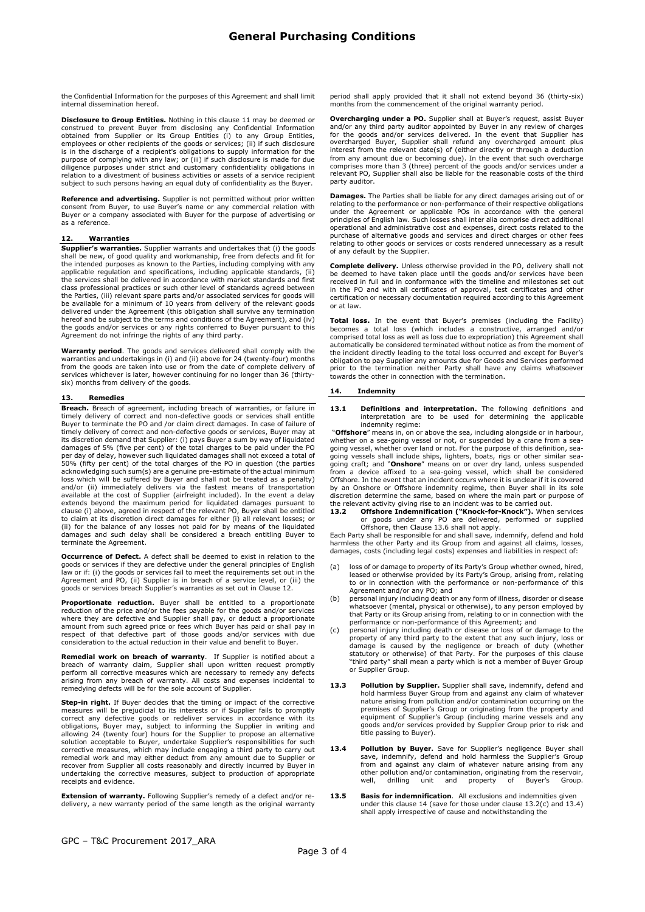the Confidential Information for the purposes of this Agreement and shall limit internal dissemination hereof.

**Disclosure to Group Entities.** Nothing in this clause 11 may be deemed or construed to prevent Buyer from disclosing any Confidential Information obtained from Supplier or its Group Entities (i) to any Group Entities, employees or other recipients of the goods or services; (ii) if such disclosure is in the discharge of a recipient's obligations to supply information for the purpose of complying with any law; or (iii) if such disclosure is made for due diligence purposes under strict and customary confidentiality obligations in relation to a divestment of business activities or assets of a service recipient subject to such persons having an equal duty of confidentiality as the Buyer.

**Reference and advertising.** Supplier is not permitted without prior written consent from Buyer, to use Buyer's name or any commercial relation with Buyer or a company associated with Buyer for the purpose of advertising or as a reference.

## 12. Warranties

**Supplier's warranties.** Supplier warrants and undertakes that (i) the goods shall be new, of good quality and workmanship, free from defects and fit for the intended purposes as known to the Parties, including complying with any applicable regulation and specifications, including applicable standards, (ii) the services shall be delivered in accordance with market standards and first class professional practices or such other level of standards agreed between the Parties, (iii) relevant spare parts and/or associated services for goods will be available for a minimum of 10 years from delivery of the relevant goods delivered under the Agreement (this obligation shall survive any termination hereof and be subject to the terms and conditions of the Agreement), and (iv) the goods and/or services or any rights conferred to Buyer pursuant to this Agreement do not infringe the rights of any third party.

**Warranty period**. The goods and services delivered shall comply with the warranties and undertakings in (i) and (ii) above for 24 (twenty-four) months from the goods are taken into use or from the date of complete delivery of services whichever is later, however continuing for no longer than 36 (thirty-six) months from delivery of the goods.

## 13. Remedies

**Breach.** Breach of agreement, including breach of warranties, or failure in timely delivery of correct and non-defective goods or services shall entitle Buyer to terminate the PO and /or claim direct damages. In case of failure of timely delivery of correct and non-defective goods or services, Buyer may at its discretion demand that Supplier: (i) pays Buyer a sum by way of liquidated damages of 5% (five per cent) of the total charges to be paid under the PO per day of delay, however such liquidated damages shall not exceed a total of 50% (fifty per cent) of the total charges of the PO in question (the parties acknowledging such sum(s) are a genuine pre-estimate of the actual minimum loss which will be suffered by Buyer and shall not be treated as a penalty) and/or (ii) immediately delivers via the fastest means of transportation available at the cost of Supplier (airfreight included). In the event a delay extends beyond the maximum period for liquidated damages pursuant to clause (i) above, agreed in respect of the relevant PO, Buyer shall be entitled to claim at its discretion direct damages for either (i) all relevant losses; or (ii) for the balance of any losses not paid for by means of the liquidated damages and such delay shall be considered a breach entitling Buyer to terminate the Agreement.

**Occurrence of Defect.** A defect shall be deemed to exist in relation to the goods or services if they are defective under the general principles of English law or if: (i) the goods or services fail to meet the requirements set out in the Agreement and PO, (ii) Supplier is in breach of a service level, or (iii) the goods or services breach Supplier's warranties as set out in Clause 12.

**Proportionate reduction.** Buyer shall be entitled to a proportionate reduction of the price and/or the fees payable for the goods and/or services where they are defective and Supplier shall pay, or deduct a proportionate amount from such agreed price or fees which Buyer has paid or shall pay in respect of that defective part of those goods and/or services with due consideration to the actual reduction in their value and benefit to Buyer.

**Remedial work on breach of warranty**. If Supplier is notified about a breach of warranty claim, Supplier shall upon written request promptly perform all corrective measures which are necessary to remedy any defects arising from any breach of warranty. All costs and expenses incidental to remedying defects will be for the sole account of Supplier.

**Step-in right.** If Buyer decides that the timing or impact of the corrective measures will be prejudicial to its interests or if Supplier fails to promptly correct any defective goods or redeliver services in accordance with its obligations, Buyer may, subject to informing the Supplier in writing and allowing 24 (twenty four) hours for the Supplier to propose an alternative solution acceptable to Buyer, undertake Supplier's responsibilities for such corrective measures, which may include engaging a third party to carry out remedial work and may either deduct from any amount due to Supplier or recover from Supplier all costs reasonably and directly incurred by Buyer in undertaking the corrective measures, subject to production of appropriate receipts and evidence.

**Extension of warranty.** Following Supplier's remedy of a defect and/or re-delivery, a new warranty period of the same length as the original warranty period shall apply provided that it shall not extend beyond 36 (thirty-six) months from the commencement of the original warranty period.

**Overcharging under a PO.** Supplier shall at Buyer's request, assist Buyer and/or any third party auditor appointed by Buyer in any review of charges for the goods and/or services delivered. In the event that Supplier has overcharged Buyer, Supplier shall refund any overcharged amount plus interest from the relevant date(s) of (either directly or through a deduction from any amount due or becoming due). In the event that such overcharge comprises more than 3 (three) percent of the goods and/or services under a relevant PO, Supplier shall also be liable for the reasonable costs of the third party auditor.

**Damages.** The Parties shall be liable for any direct damages arising out of or relating to the performance or non-performance of their respective obligations under the Agreement or applicable POs in accordance with the general principles of English law. Such losses shall inter alia comprise direct additional operational and administrative cost and expenses, direct costs related to the purchase of alternative goods and services and direct charges or other fees relating to other goods or services or costs rendered unnecessary as a result of any default by the Supplier.

**Complete delivery.** Unless otherwise provided in the PO, delivery shall not be deemed to have taken place until the goods and/or services have been received in full and in conformance with the timeline and milestones set out in the PO and with all certificates of approval, test certificates and other certification or necessary documentation required according to this Agreement or at law.

**Total loss.** In the event that Buyer's premises (including the Facility) becomes a total loss (which includes a constructive, arranged and/or comprised total loss as well as loss due to expropriation) this Agreement shall automatically be considered terminated without notice as from the moment of the incident directly leading to the total loss occurred and except for Buyer's obligation to pay Supplier any amounts due for Goods and Services performed prior to the termination neither Party shall have any claims whatsoever towards the other in connection with the termination.

## 14. Indemnity

**13.1 Definitions and interpretation.** The following definitions and interpretation are to be used for determining the applicable indemnity regime:

"**Offshore**" means in, on or above the sea, including alongside or in harbour, whether on a sea-going vessel or not, or suspended by a crane from a sea-going vessel, whether over land or not. For the purpose of this definition, sea-going vessels shall include ships, lighters, boats, rigs or other similar sea-going craft; and "**Onshore**" means on or over dry land, unless suspended from a device affixed to a sea-going vessel, which shall be considered Offshore. In the event that an incident occurs where it is unclear if it is covered by an Onshore or Offshore indemnity regime, then Buyer shall in its sole discretion determine the same, based on where the main part or purpose of the relevant activity giving rise to an incident was to be carried out.

**13.2 Offshore Indemnification ("Knock-for-Knock").** When services or goods under any PO are delivered, performed or supplied Offshore, then Clause 13.6 shall not apply.

Each Party shall be responsible for and shall save, indemnify, defend and hold harmless the other Party and its Group from and against all claims, losses, damages, costs (including legal costs) expenses and liabilities in respect of:

(a) loss of or damage to property of its Party's Group whether owned, hired, leased or otherwise provided by its Party's Group, arising from, relating to or in connection with the performance or non-performance of this Agreement and/or any PO; and

(b) personal injury including death or any form of illness, disorder or disease whatsoever (mental, physical or otherwise), to any person employed by that Party or its Group arising from, relating to or in connection with the performance or non-performance of this Agreement; and

(c) personal injury including death or disease or loss of or damage to the property of any third party to the extent that any such injury, loss or damage is caused by the negligence or breach of duty (whether statutory or otherwise) of that Party. For the purposes of this clause "third party" shall mean a party which is not a member of Buyer Group or Supplier Group.

**13.3 Pollution by Supplier.** Supplier shall save, indemnify, defend and hold harmless Buyer Group from and against any claim of whatever nature arising from pollution and/or contamination occurring on the premises of Supplier's Group or originating from the property and equipment of Supplier's Group (including marine vessels and any goods and/or services provided by Supplier Group prior to risk and title passing to Buyer).

**13.4 Pollution by Buyer.** Save for Supplier's negligence Buyer shall save, indemnify, defend and hold harmless the Supplier's Group from and against any claim of whatever nature arising from any other pollution and/or contamination, originating from the reservoir, well, drilling unit and property of Buyer's Group.

**13.5 Basis for indemnification**. All exclusions and indemnities given under this clause 14 (save for those under clause 13.2(c) and 13.4) shall apply irrespective of cause and notwithstanding the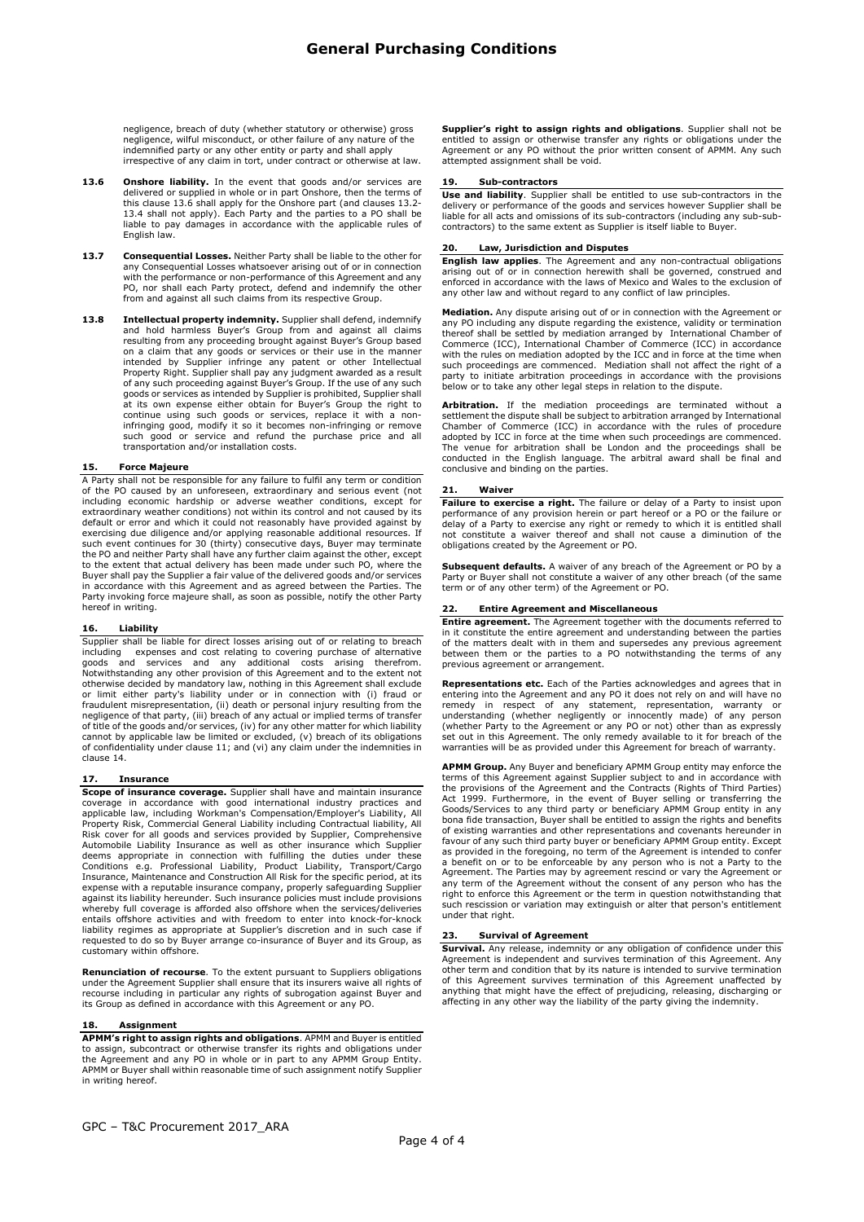negligence, breach of duty (whether statutory or otherwise) gross negligence, wilful misconduct, or other failure of any nature of the indemnified party or any other entity or party and shall apply irrespective of any claim in tort, under contract or otherwise at law.

**13.6 Onshore liability.** In the event that goods and/or services are delivered or supplied in whole or in part Onshore, then the terms of this clause 13.6 shall apply for the Onshore part (and clauses 13.2-13.4 shall not apply). Each Party and the parties to a PO shall be liable to pay damages in accordance with the applicable rules of English law.

**13.7 Consequential Losses.** Neither Party shall be liable to the other for any Consequential Losses whatsoever arising out of or in connection with the performance or non-performance of this Agreement and any PO, nor shall each Party protect, defend and indemnify the other from and against all such claims from its respective Group.

**13.8 Intellectual property indemnity.** Supplier shall defend, indemnify and hold harmless Buyer's Group from and against all claims resulting from any proceeding brought against Buyer's Group based on a claim that any goods or services or their use in the manner intended by Supplier infringe any patent or other Intellectual Property Right. Supplier shall pay any judgment awarded as a result of any such proceeding against Buyer's Group. If the use of any such goods or services as intended by Supplier is prohibited, Supplier shall at its own expense either obtain for Buyer's Group the right to continue using such goods or services, replace it with a non-infringing good, modify it so it becomes non-infringing or remove such good or service and refund the purchase price and all transportation and/or installation costs.

## 15. Force Majeure

A Party shall not be responsible for any failure to fulfil any term or condition of the PO caused by an unforeseen, extraordinary and serious event (not including economic hardship or adverse weather conditions, except for extraordinary weather conditions) not within its control and not caused by its default or error and which it could not reasonably have provided against by exercising due diligence and/or applying reasonable additional resources. If such event continues for 30 (thirty) consecutive days, Buyer may terminate the PO and neither Party shall have any further claim against the other, except to the extent that actual delivery has been made under such PO, where the Buyer shall pay the Supplier a fair value of the delivered goods and/or services in accordance with this Agreement and as agreed between the Parties. The Party invoking force majeure shall, as soon as possible, notify the other Party hereof in writing.

## 16. Liability

Supplier shall be liable for direct losses arising out of or relating to breach including expenses and cost relating to covering purchase of alternative goods and services and any additional costs arising therefrom. Notwithstanding any other provision of this Agreement and to the extent not otherwise decided by mandatory law, nothing in this Agreement shall exclude or limit either party's liability under or in connection with (i) fraud or fraudulent misrepresentation, (ii) death or personal injury resulting from the negligence of that party, (iii) breach of any actual or implied terms of transfer of title of the goods and/or services, (iv) for any other matter for which liability cannot by applicable law be limited or excluded, (v) breach of its obligations of confidentiality under clause 11; and (vi) any claim under the indemnities in clause 14.

## 17. Insurance

**Scope of insurance coverage.** Supplier shall have and maintain insurance coverage in accordance with good international industry practices and applicable law, including Workman's Compensation/Employer's Liability, All Property Risk, Commercial General Liability including Contractual liability, All Risk cover for all goods and services provided by Supplier, Comprehensive Automobile Liability Insurance as well as other insurance which Supplier deems appropriate in connection with fulfilling the duties under these Conditions e.g. Professional Liability, Product Liability, Transport/Cargo Insurance, Maintenance and Construction All Risk for the specific period, at its expense with a reputable insurance company, properly safeguarding Supplier against its liability hereunder. Such insurance policies must include provisions whereby full coverage is afforded also offshore when the services/deliveries entails offshore activities and with freedom to enter into knock-for-knock liability regimes as appropriate at Supplier's discretion and in such case if requested to do so by Buyer arrange co-insurance of Buyer and its Group, as customary within offshore.

**Renunciation of recourse**. To the extent pursuant to Suppliers obligations under the Agreement Supplier shall ensure that its insurers waive all rights of recourse including in particular any rights of subrogation against Buyer and its Group as defined in accordance with this Agreement or any PO.

## 18. Assignment

**APMM's right to assign rights and obligations**. APMM and Buyer is entitled to assign, subcontract or otherwise transfer its rights and obligations under the Agreement and any PO in whole or in part to any APMM Group Entity. APMM or Buyer shall within reasonable time of such assignment notify Supplier in writing hereof.

**Supplier's right to assign rights and obligations**. Supplier shall not be entitled to assign or otherwise transfer any rights or obligations under the Agreement or any PO without the prior written consent of APMM. Any such attempted assignment shall be void.

## 19. Sub-contractors

**Use and liability**. Supplier shall be entitled to use sub-contractors in the delivery or performance of the goods and services however Supplier shall be liable for all acts and omissions of its sub-contractors (including any sub-sub-contractors) to the same extent as Supplier is itself liable to Buyer.

## 20. Law, Jurisdiction and Disputes

**English law applies**. The Agreement and any non-contractual obligations arising out of or in connection herewith shall be governed, construed and enforced in accordance with the laws of Mexico and Wales to the exclusion of any other law and without regard to any conflict of law principles.

**Mediation.** Any dispute arising out of or in connection with the Agreement or any PO including any dispute regarding the existence, validity or termination thereof shall be settled by mediation arranged by International Chamber of Commerce (ICC), International Chamber of Commerce (ICC) in accordance with the rules on mediation adopted by the ICC and in force at the time when such proceedings are commenced. Mediation shall not affect the right of a party to initiate arbitration proceedings in accordance with the provisions below or to take any other legal steps in relation to the dispute.

**Arbitration.** If the mediation proceedings are terminated without a settlement the dispute shall be subject to arbitration arranged by International Chamber of Commerce (ICC) in accordance with the rules of procedure adopted by ICC in force at the time when such proceedings are commenced. The venue for arbitration shall be London and the proceedings shall be conducted in the English language. The arbitral award shall be final and conclusive and binding on the parties.

## 21. Waiver

**Failure to exercise a right.** The failure or delay of a Party to insist upon performance of any provision herein or part hereof or a PO or the failure or delay of a Party to exercise any right or remedy to which it is entitled shall not constitute a waiver thereof and shall not cause a diminution of the obligations created by the Agreement or PO.

**Subsequent defaults.** A waiver of any breach of the Agreement or PO by a Party or Buyer shall not constitute a waiver of any other breach (of the same term or of any other term) of the Agreement or PO.

## 22. Entire Agreement and Miscellaneous

**Entire agreement.** The Agreement together with the documents referred to in it constitute the entire agreement and understanding between the parties of the matters dealt with in them and supersedes any previous agreement between them or the parties to a PO notwithstanding the terms of any previous agreement or arrangement.

**Representations etc.** Each of the Parties acknowledges and agrees that in entering into the Agreement and any PO it does not rely on and will have no remedy in respect of any statement, representation, warranty or understanding (whether negligently or innocently made) of any person (whether Party to the Agreement or any PO or not) other than as expressly set out in this Agreement. The only remedy available to it for breach of the warranties will be as provided under this Agreement for breach of warranty.

**APMM Group.** Any Buyer and beneficiary APMM Group entity may enforce the terms of this Agreement against Supplier subject to and in accordance with the provisions of the Agreement and the Contracts (Rights of Third Parties) Act 1999. Furthermore, in the event of Buyer selling or transferring the Goods/Services to any third party or beneficiary APMM Group entity in any bona fide transaction, Buyer shall be entitled to assign the rights and benefits of existing warranties and other representations and covenants hereunder in favour of any such third party buyer or beneficiary APMM Group entity. Except as provided in the foregoing, no term of the Agreement is intended to confer a benefit on or to be enforceable by any person who is not a Party to the Agreement. The Parties may by agreement rescind or vary the Agreement or any term of the Agreement without the consent of any person who has the right to enforce this Agreement or the term in question notwithstanding that such rescission or variation may extinguish or alter that person's entitlement under that right.

## 23. Survival of Agreement

**Survival.** Any release, indemnity or any obligation of confidence under this Agreement is independent and survives termination of this Agreement. Any other term and condition that by its nature is intended to survive termination of this Agreement survives termination of this Agreement unaffected by anything that might have the effect of prejudicing, releasing, discharging or affecting in any other way the liability of the party giving the indemnity.

GPC – T&C Procurement 2017_ARA